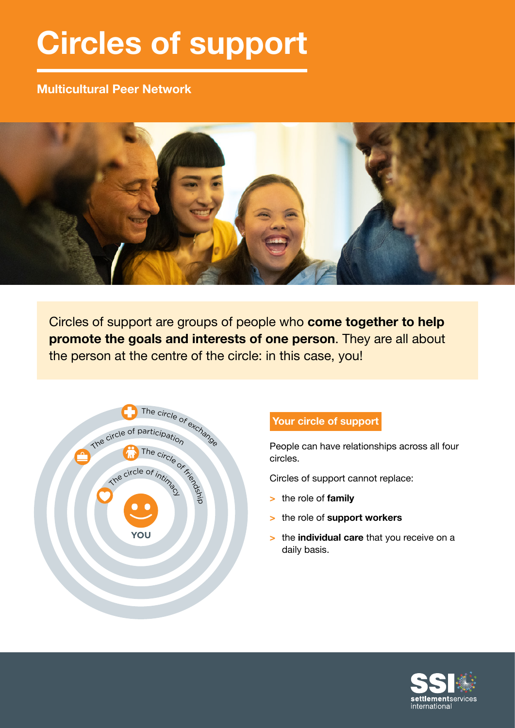# Circles of support

**Multicultural Peer Network**

Circles of support are groups of people who **come together to help promote the goals and interests of one person**. They are all about the person at the centre of the circle: in this case, you!

The circle of exchange

The circle of participation

The circle of friendship

The circle of intimacy

YOU

## Your circle of support

People can have relationships across all four circles.

Circles of support cannot replace:

- the role of **family**
- the role of **support workers**
- the **individual care** that you receive on a daily basis.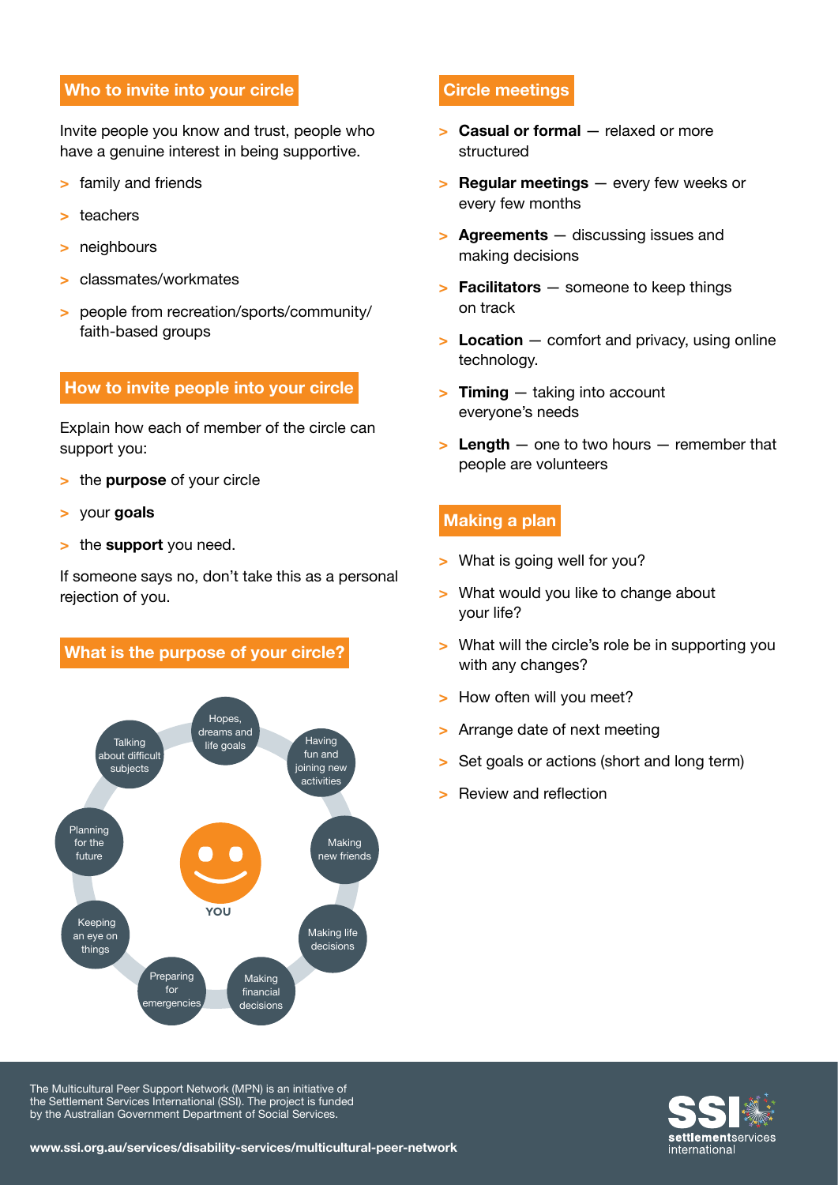## Who to invite into your circle

Invite people you know and trust, people who have a genuine interest in being supportive.

- family and friends
- teachers
- neighbours
- classmates/workmates
- people from recreation/sports/community/ faith-based groups

## How to invite people into your circle

Explain how each of member of the circle can support you:

- the **purpose** of your circle
- your **goals**
- the **support** you need.

If someone says no, don't take this as a personal rejection of you.

## What is the purpose of your circle?

Hopes, dreams and life goals

Having fun and joining new activities

Making new friends

Making life decisions

Making financial decisions

Preparing for emergencies

Keeping an eye on things

Planning for the future

Talking about difficult subjects

YOU

## Circle meetings

- **Casual or formal** — relaxed or more structured
- **Regular meetings** — every few weeks or every few months
- **Agreements** — discussing issues and making decisions
- **Facilitators** — someone to keep things on track
- **Location** — comfort and privacy, using online technology.
- **Timing** — taking into account everyone's needs
- **Length** — one to two hours — remember that people are volunteers

## Making a plan

- What is going well for you?
- What would you like to change about your life?
- What will the circle's role be in supporting you with any changes?
- How often will you meet?
- Arrange date of next meeting
- Set goals or actions (short and long term)
- Review and reflection

The Multicultural Peer Support Network (MPN) is an initiative of the Settlement Services International (SSI). The project is funded by the Australian Government Department of Social Services.

**www.ssi.org.au/services/disability-services/multicultural-peer-network**

SSI settlementservices international